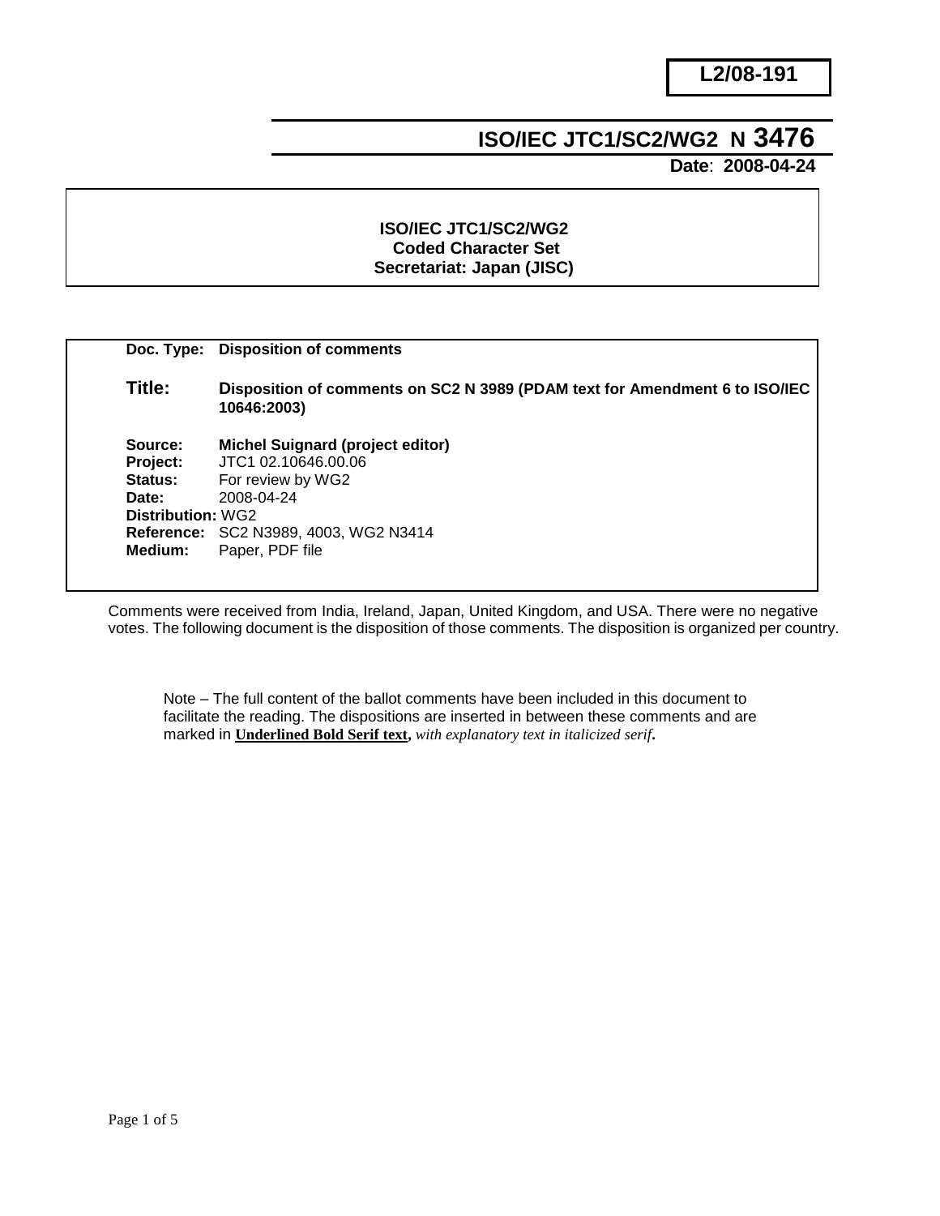**L2/08-191**

# ISO/IEC JTC1/SC2/WG2 N 3476

**Date**: **2008-04-24**

**ISO/IEC JTC1/SC2/WG2**
**Coded Character Set**
**Secretariat: Japan (JISC)**

| | |
|---|---|
| **Doc. Type:** | **Disposition of comments** |
| **Title:** | **Disposition of comments on SC2 N 3989 (PDAM text for Amendment 6 to ISO/IEC 10646:2003)** |
| **Source:** | **Michel Suignard (project editor)** |
| **Project:** | JTC1 02.10646.00.06 |
| **Status:** | For review by WG2 |
| **Date:** | 2008-04-24 |
| **Distribution:** | WG2 |
| **Reference:** | SC2 N3989, 4003, WG2 N3414 |
| **Medium:** | Paper, PDF file |

Comments were received from India, Ireland, Japan, United Kingdom, and USA. There were no negative votes. The following document is the disposition of those comments. The disposition is organized per country.

Note – The full content of the ballot comments have been included in this document to facilitate the reading. The dispositions are inserted in between these comments and are marked in **Underlined Bold Serif text**, *with explanatory text in italicized serif*.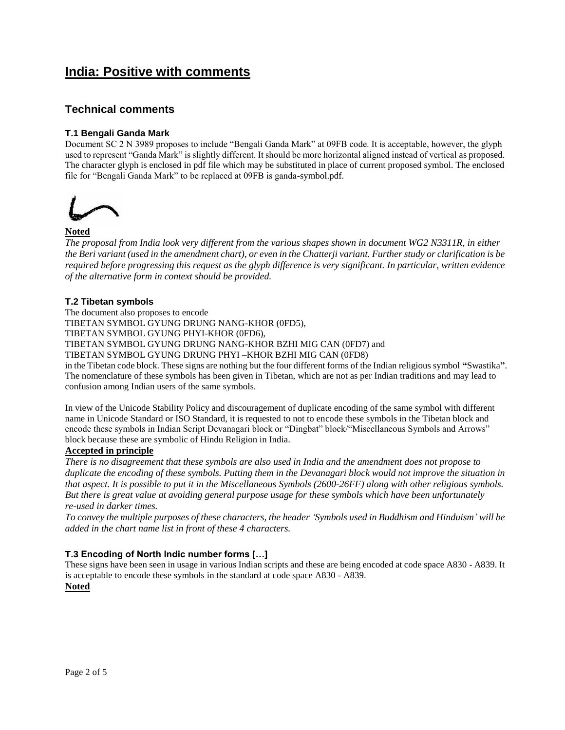## India: Positive with comments

### Technical comments

#### T.1 Bengali Ganda Mark

Document SC 2 N 3989 proposes to include "Bengali Ganda Mark" at 09FB code. It is acceptable, however, the glyph used to represent "Ganda Mark" is slightly different. It should be more horizontal aligned instead of vertical as proposed. The character glyph is enclosed in pdf file which may be substituted in place of current proposed symbol. The enclosed file for "Bengali Ganda Mark" to be replaced at 09FB is ganda-symbol.pdf.

**Noted**

*The proposal from India look very different from the various shapes shown in document WG2 N3311R, in either the Beri variant (used in the amendment chart), or even in the Chatterji variant. Further study or clarification is be required before progressing this request as the glyph difference is very significant. In particular, written evidence of the alternative form in context should be provided.*

#### T.2 Tibetan symbols

The document also proposes to encode
TIBETAN SYMBOL GYUNG DRUNG NANG-KHOR (0FD5),
TIBETAN SYMBOL GYUNG PHYI-KHOR (0FD6),
TIBETAN SYMBOL GYUNG DRUNG NANG-KHOR BZHI MIG CAN (0FD7) and
TIBETAN SYMBOL GYUNG DRUNG PHYI –KHOR BZHI MIG CAN (0FD8)
in the Tibetan code block. These signs are nothing but the four different forms of the Indian religious symbol **"**Swastika**"**. The nomenclature of these symbols has been given in Tibetan, which are not as per Indian traditions and may lead to confusion among Indian users of the same symbols.

In view of the Unicode Stability Policy and discouragement of duplicate encoding of the same symbol with different name in Unicode Standard or ISO Standard, it is requested to not to encode these symbols in the Tibetan block and encode these symbols in Indian Script Devanagari block or "Dingbat" block/"Miscellaneous Symbols and Arrows" block because these are symbolic of Hindu Religion in India.

**Accepted in principle**

*There is no disagreement that these symbols are also used in India and the amendment does not propose to duplicate the encoding of these symbols. Putting them in the Devanagari block would not improve the situation in that aspect. It is possible to put it in the Miscellaneous Symbols (2600-26FF) along with other religious symbols. But there is great value at avoiding general purpose usage for these symbols which have been unfortunately re-used in darker times.*

*To convey the multiple purposes of these characters, the header 'Symbols used in Buddhism and Hinduism' will be added in the chart name list in front of these 4 characters.*

#### T.3 Encoding of North Indic number forms […]

These signs have been seen in usage in various Indian scripts and these are being encoded at code space A830 - A839. It is acceptable to encode these symbols in the standard at code space A830 - A839.

**Noted**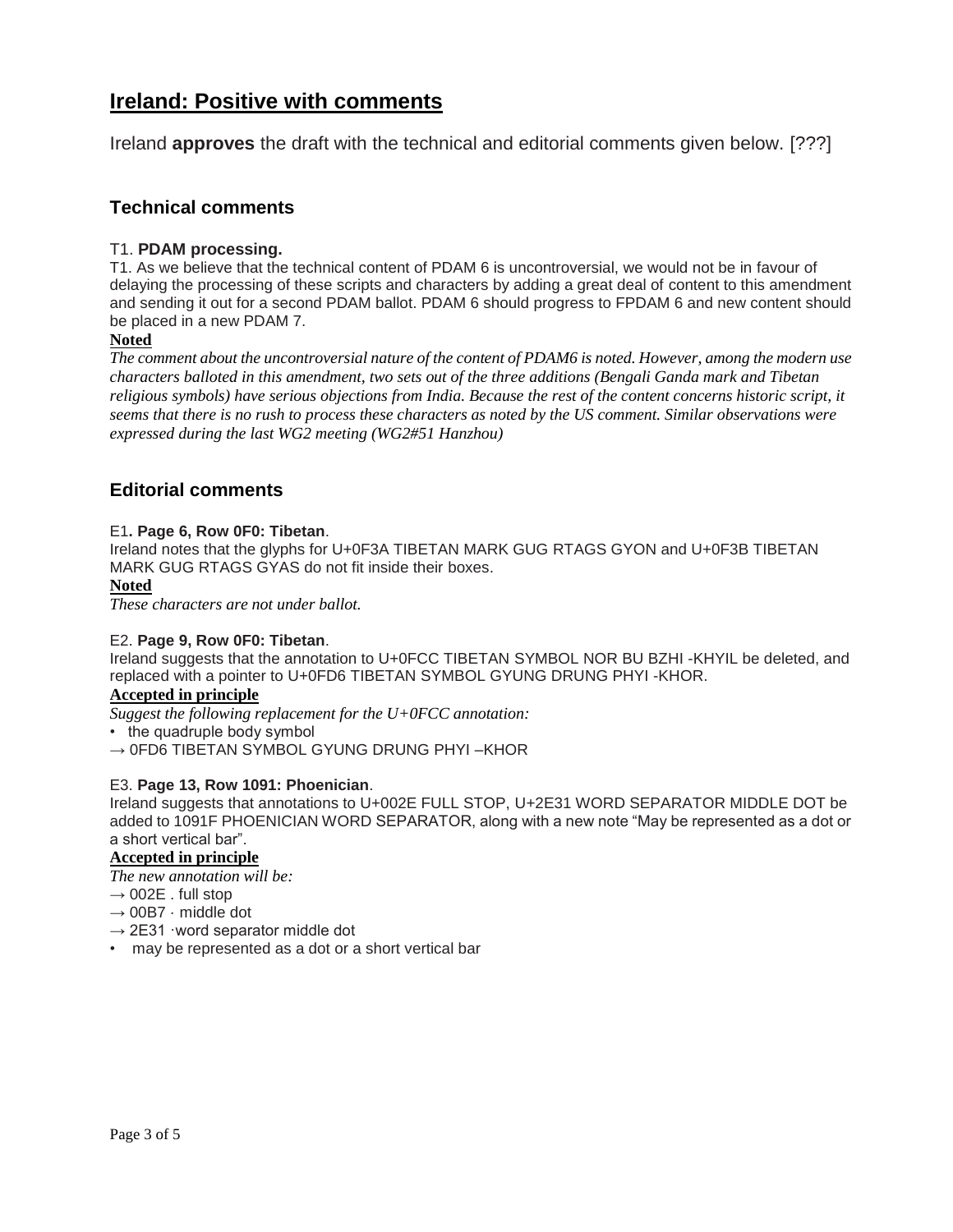## Ireland: Positive with comments

Ireland **approves** the draft with the technical and editorial comments given below. [???]

### Technical comments

T1. **PDAM processing.**

T1. As we believe that the technical content of PDAM 6 is uncontroversial, we would not be in favour of delaying the processing of these scripts and characters by adding a great deal of content to this amendment and sending it out for a second PDAM ballot. PDAM 6 should progress to FPDAM 6 and new content should be placed in a new PDAM 7.

**Noted**

*The comment about the uncontroversial nature of the content of PDAM6 is noted. However, among the modern use characters balloted in this amendment, two sets out of the three additions (Bengali Ganda mark and Tibetan religious symbols) have serious objections from India. Because the rest of the content concerns historic script, it seems that there is no rush to process these characters as noted by the US comment. Similar observations were expressed during the last WG2 meeting (WG2#51 Hanzhou)*

### Editorial comments

E1**. Page 6, Row 0F0: Tibetan**.

Ireland notes that the glyphs for U+0F3A TIBETAN MARK GUG RTAGS GYON and U+0F3B TIBETAN MARK GUG RTAGS GYAS do not fit inside their boxes.

**Noted**

*These characters are not under ballot.*

E2. **Page 9, Row 0F0: Tibetan**.

Ireland suggests that the annotation to U+0FCC TIBETAN SYMBOL NOR BU BZHI -KHYIL be deleted, and replaced with a pointer to U+0FD6 TIBETAN SYMBOL GYUNG DRUNG PHYI -KHOR.

**Accepted in principle**

*Suggest the following replacement for the U+0FCC annotation:*

- the quadruple body symbol

→ 0FD6 TIBETAN SYMBOL GYUNG DRUNG PHYI –KHOR

E3. **Page 13, Row 1091: Phoenician**.

Ireland suggests that annotations to U+002E FULL STOP, U+2E31 WORD SEPARATOR MIDDLE DOT be added to 1091F PHOENICIAN WORD SEPARATOR, along with a new note "May be represented as a dot or a short vertical bar".

**Accepted in principle**

*The new annotation will be:*

→ 002E . full stop

→ 00B7 · middle dot

→ 2E31 ·word separator middle dot

- may be represented as a dot or a short vertical bar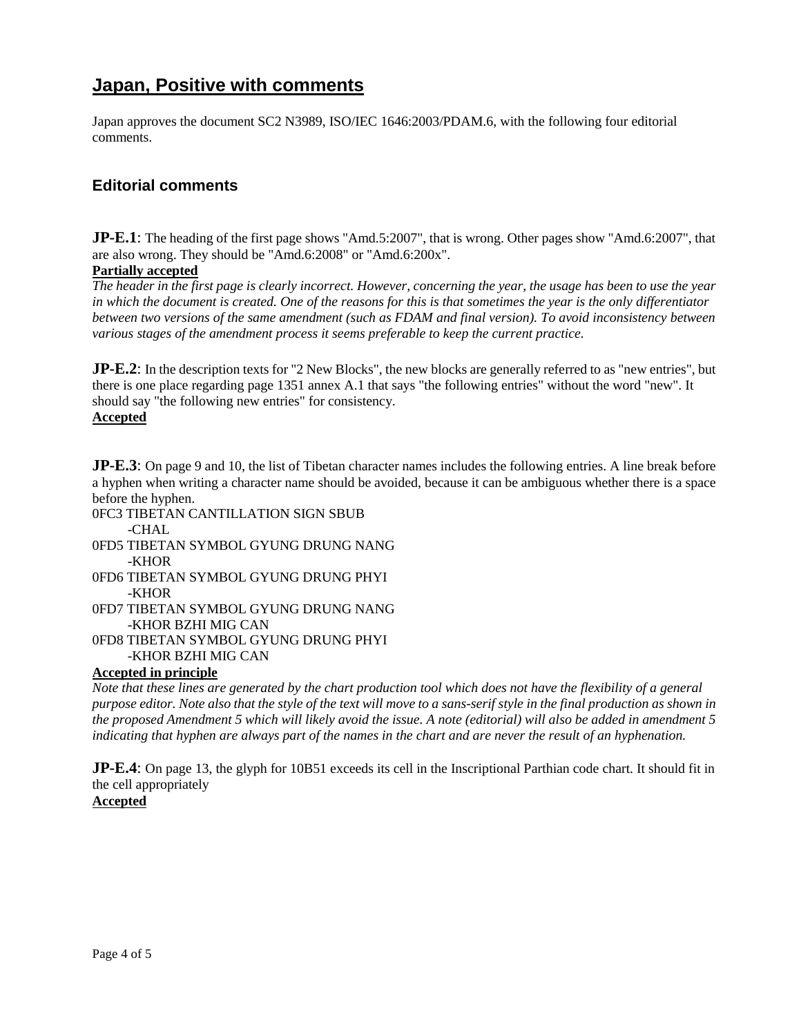## Japan, Positive with comments

Japan approves the document SC2 N3989, ISO/IEC 1646:2003/PDAM.6, with the following four editorial comments.

### Editorial comments

**JP-E.1**: The heading of the first page shows "Amd.5:2007", that is wrong. Other pages show "Amd.6:2007", that are also wrong. They should be "Amd.6:2008" or "Amd.6:200x".

**Partially accepted**

*The header in the first page is clearly incorrect. However, concerning the year, the usage has been to use the year in which the document is created. One of the reasons for this is that sometimes the year is the only differentiator between two versions of the same amendment (such as FDAM and final version). To avoid inconsistency between various stages of the amendment process it seems preferable to keep the current practice.*

**JP-E.2**: In the description texts for "2 New Blocks", the new blocks are generally referred to as "new entries", but there is one place regarding page 1351 annex A.1 that says "the following entries" without the word "new". It should say "the following new entries" for consistency.

**Accepted**

**JP-E.3**: On page 9 and 10, the list of Tibetan character names includes the following entries. A line break before a hyphen when writing a character name should be avoided, because it can be ambiguous whether there is a space before the hyphen.

0FC3 TIBETAN CANTILLATION SIGN SBUB
    -CHAL
0FD5 TIBETAN SYMBOL GYUNG DRUNG NANG
    -KHOR
0FD6 TIBETAN SYMBOL GYUNG DRUNG PHYI
    -KHOR
0FD7 TIBETAN SYMBOL GYUNG DRUNG NANG
    -KHOR BZHI MIG CAN
0FD8 TIBETAN SYMBOL GYUNG DRUNG PHYI
    -KHOR BZHI MIG CAN

**Accepted in principle**

*Note that these lines are generated by the chart production tool which does not have the flexibility of a general purpose editor. Note also that the style of the text will move to a sans-serif style in the final production as shown in the proposed Amendment 5 which will likely avoid the issue. A note (editorial) will also be added in amendment 5 indicating that hyphen are always part of the names in the chart and are never the result of an hyphenation.*

**JP-E.4**: On page 13, the glyph for 10B51 exceeds its cell in the Inscriptional Parthian code chart. It should fit in the cell appropriately

**Accepted**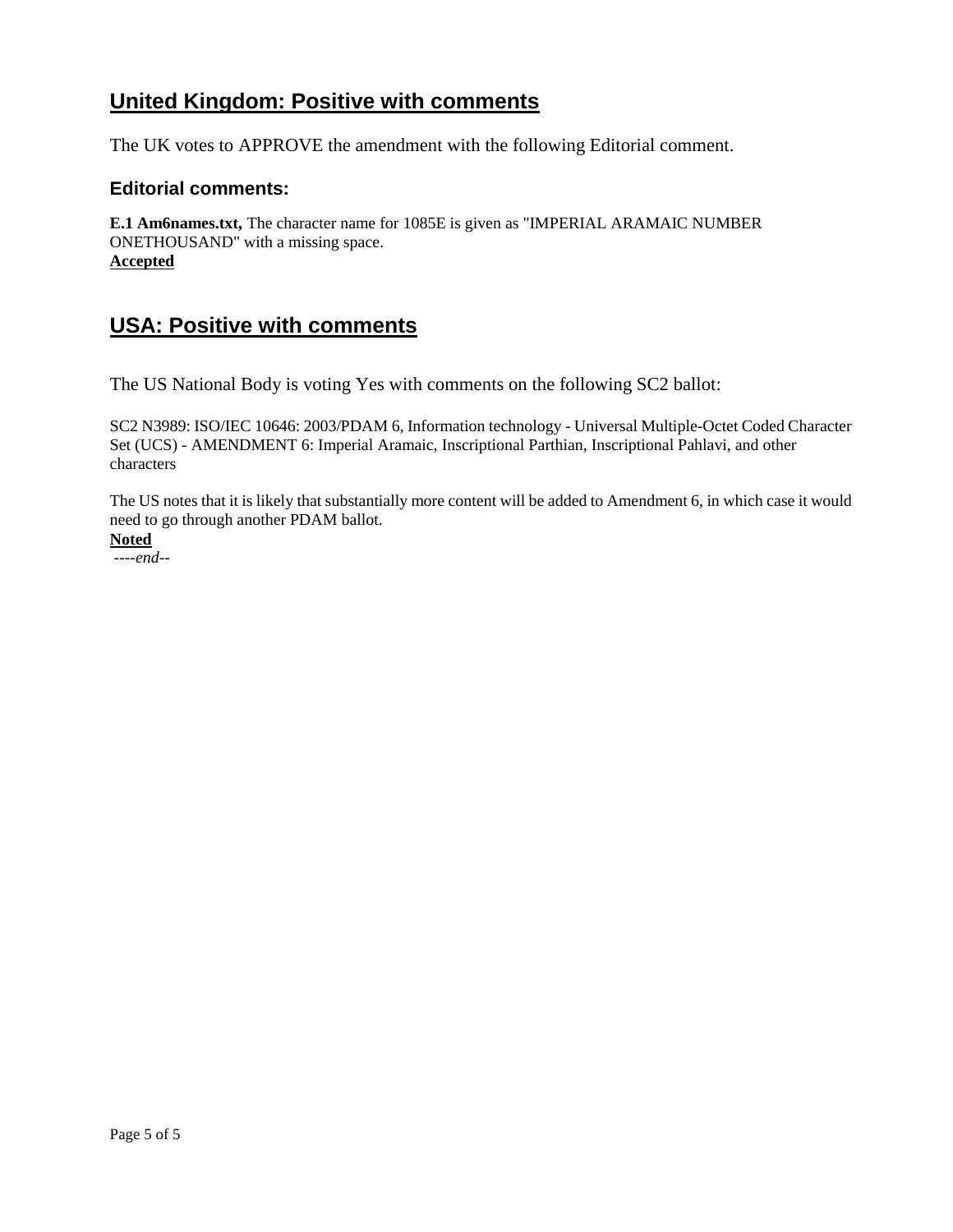## United Kingdom: Positive with comments

The UK votes to APPROVE the amendment with the following Editorial comment.

### Editorial comments:

**E.1 Am6names.txt,** The character name for 1085E is given as "IMPERIAL ARAMAIC NUMBER ONETHOUSAND" with a missing space.
**Accepted**

## USA: Positive with comments

The US National Body is voting Yes with comments on the following SC2 ballot:

SC2 N3989: ISO/IEC 10646: 2003/PDAM 6, Information technology - Universal Multiple-Octet Coded Character Set (UCS) - AMENDMENT 6: Imperial Aramaic, Inscriptional Parthian, Inscriptional Pahlavi, and other characters

The US notes that it is likely that substantially more content will be added to Amendment 6, in which case it would need to go through another PDAM ballot.
**Noted**

*----end--*